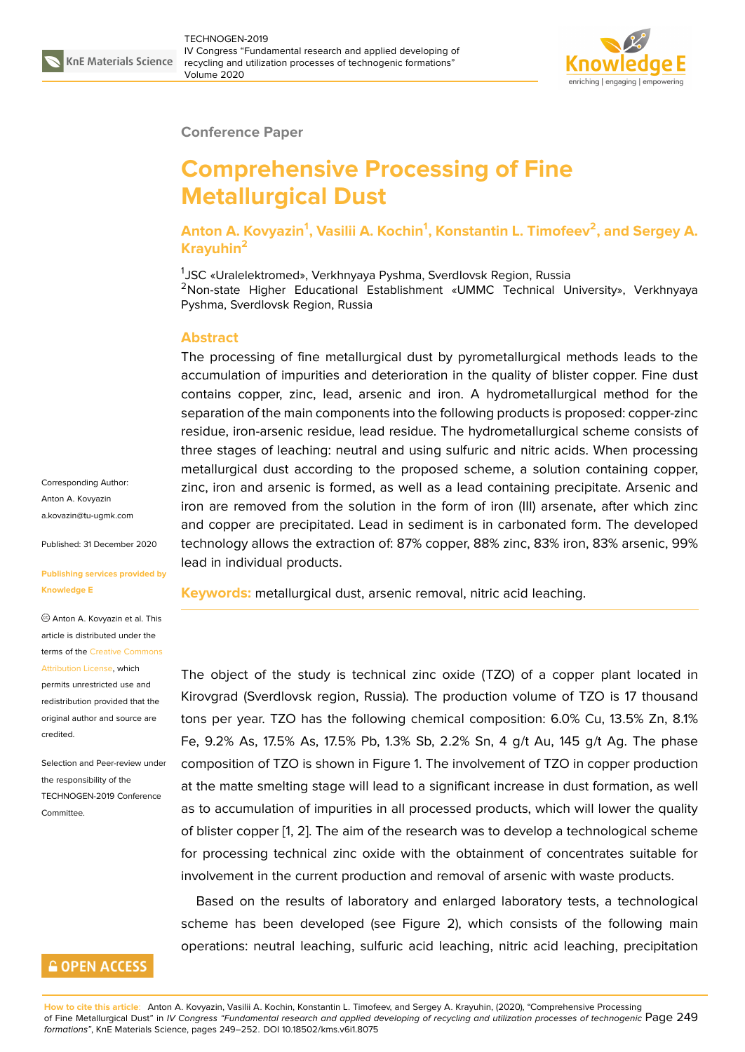Conference Paper

# Comprehensive Processing of Fine Metallurgical Dust

**Anton A. Kovyazin[1], Vasilii A. Kochin[1], Konstantin L. Timofeev[2], and Sergey A. Krayuhin[2]**

[1]JSC «Uralelektromed», Verkhnyaya Pyshma, Sverdlovsk Region, Russia
[2]Non-state Higher Educational Establishment «UMMC Technical University», Verkhnyaya Pyshma, Sverdlovsk Region, Russia

## Abstract

The processing of fine metallurgical dust by pyrometallurgical methods leads to the accumulation of impurities and deterioration in the quality of blister copper. Fine dust contains copper, zinc, lead, arsenic and iron. A hydrometallurgical method for the separation of the main components into the following products is proposed: copper-zinc residue, iron-arsenic residue, lead residue. The hydrometallurgical scheme consists of three stages of leaching: neutral and using sulfuric and nitric acids. When processing metallurgical dust according to the proposed scheme, a solution containing copper, zinc, iron and arsenic is formed, as well as a lead containing precipitate. Arsenic and iron are removed from the solution in the form of iron (III) arsenate, after which zinc and copper are precipitated. Lead in sediment is in carbonated form. The developed technology allows the extraction of: 87% copper, 88% zinc, 83% iron, 83% arsenic, 99% lead in individual products.

**Keywords:** metallurgical dust, arsenic removal, nitric acid leaching.

Corresponding Author:
Anton A. Kovyazin
a.kovazin@tu-ugmk.com

Published: 31 December 2020

Publishing services provided by Knowledge E

Anton A. Kovyazin et al. This article is distributed under the terms of the Creative Commons Attribution License, which permits unrestricted use and redistribution provided that the original author and source are credited.

Selection and Peer-review under the responsibility of the TECHNOGEN-2019 Conference Committee.

The object of the study is technical zinc oxide (TZO) of a copper plant located in Kirovgrad (Sverdlovsk region, Russia). The production volume of TZO is 17 thousand tons per year. TZO has the following chemical composition: 6.0% Cu, 13.5% Zn, 8.1% Fe, 9.2% As, 17.5% As, 17.5% Pb, 1.3% Sb, 2.2% Sn, 4 g/t Au, 145 g/t Ag. The phase composition of TZO is shown in Figure 1. The involvement of TZO in copper production at the matte smelting stage will lead to a significant increase in dust formation, as well as to accumulation of impurities in all processed products, which will lower the quality of blister copper [1, 2]. The aim of the research was to develop a technological scheme for processing technical zinc oxide with the obtainment of concentrates suitable for involvement in the current production and removal of arsenic with waste products.

Based on the results of laboratory and enlarged laboratory tests, a technological scheme has been developed (see Figure 2), which consists of the following main operations: neutral leaching, sulfuric acid leaching, nitric acid leaching, precipitation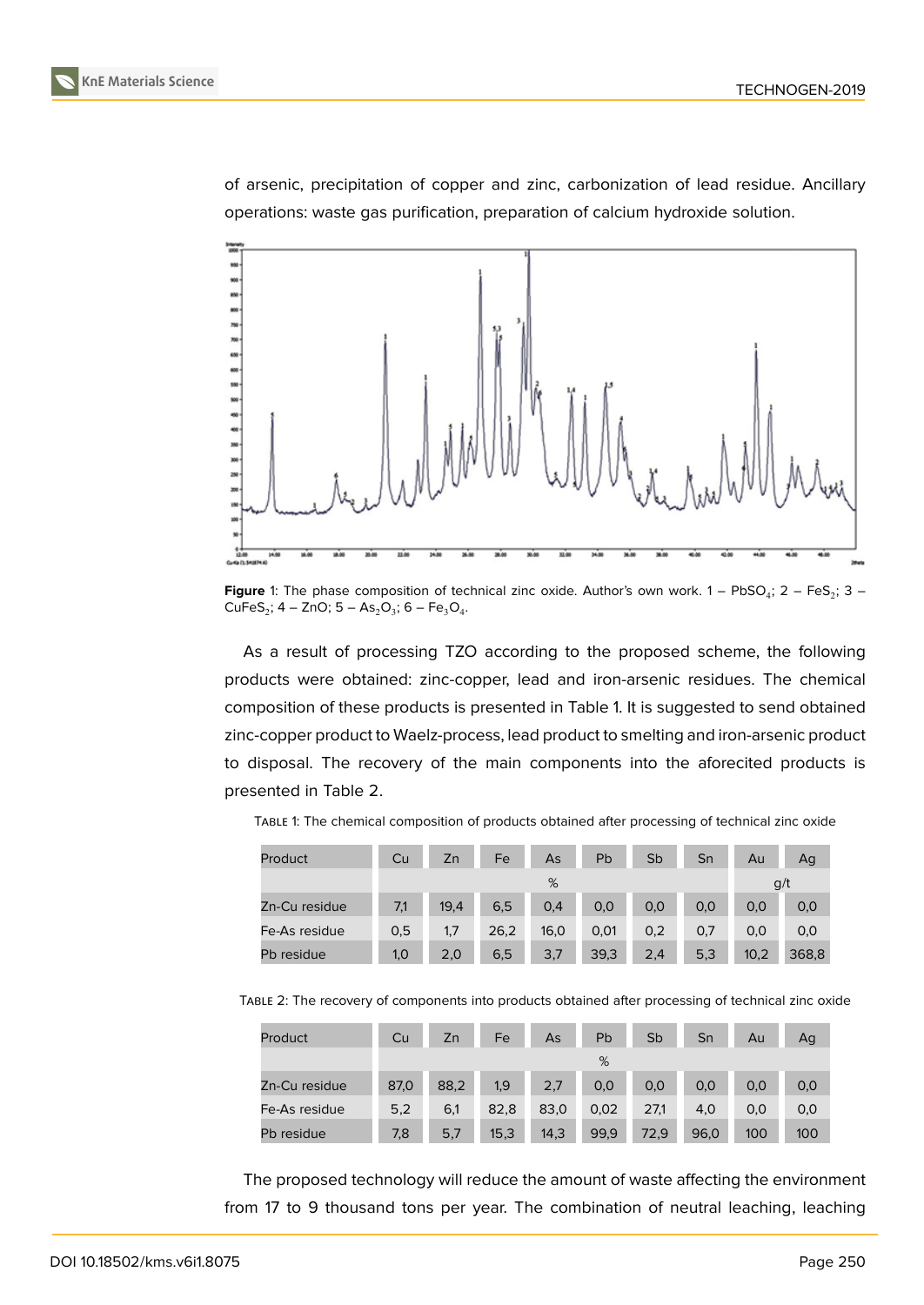of arsenic, precipitation of copper and zinc, carbonization of lead residue. Ancillary operations: waste gas purification, preparation of calcium hydroxide solution.

**Figure** 1: The phase composition of technical zinc oxide. Author's own work. 1 – $PbSO_4$; 2 – $FeS_2$; 3 – $CuFeS_2$; 4 – $ZnO$; 5 – $As_2O_3$; 6 – $Fe_3O_4$.

As a result of processing TZO according to the proposed scheme, the following products were obtained: zinc-copper, lead and iron-arsenic residues. The chemical composition of these products is presented in Table 1. It is suggested to send obtained zinc-copper product to Waelz-process, lead product to smelting and iron-arsenic product to disposal. The recovery of the main components into the aforecited products is presented in Table 2.

Table 1: The chemical composition of products obtained after processing of technical zinc oxide

| Product | Cu | Zn | Fe | As | Pb | Sb | Sn | Au | Ag |
|---|---|---|---|---|---|---|---|---|---|
| | % | | | | | | | g/t | |
| Zn-Cu residue | 7,1 | 19,4 | 6,5 | 0,4 | 0,0 | 0,0 | 0,0 | 0,0 | 0,0 |
| Fe-As residue | 0,5 | 1,7 | 26,2 | 16,0 | 0,01 | 0,2 | 0,7 | 0,0 | 0,0 |
| Pb residue | 1,0 | 2,0 | 6,5 | 3,7 | 39,3 | 2,4 | 5,3 | 10,2 | 368,8 |

Table 2: The recovery of components into products obtained after processing of technical zinc oxide

| Product | Cu | Zn | Fe | As | Pb | Sb | Sn | Au | Ag |
|---|---|---|---|---|---|---|---|---|---|
| | % | | | | | | | | |
| Zn-Cu residue | 87,0 | 88,2 | 1,9 | 2,7 | 0,0 | 0,0 | 0,0 | 0,0 | 0,0 |
| Fe-As residue | 5,2 | 6,1 | 82,8 | 83,0 | 0,02 | 27,1 | 4,0 | 0,0 | 0,0 |
| Pb residue | 7,8 | 5,7 | 15,3 | 14,3 | 99,9 | 72,9 | 96,0 | 100 | 100 |

The proposed technology will reduce the amount of waste affecting the environment from 17 to 9 thousand tons per year. The combination of neutral leaching, leaching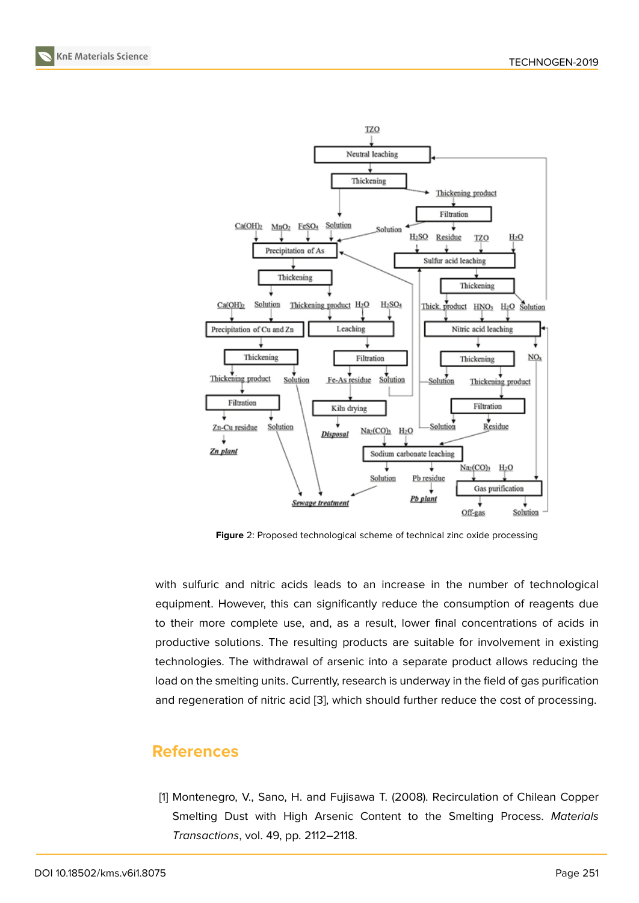**Figure** 2: Proposed technological scheme of technical zinc oxide processing

with sulfuric and nitric acids leads to an increase in the number of technological equipment. However, this can significantly reduce the consumption of reagents due to their more complete use, and, as a result, lower final concentrations of acids in productive solutions. The resulting products are suitable for involvement in existing technologies. The withdrawal of arsenic into a separate product allows reducing the load on the smelting units. Currently, research is underway in the field of gas purification and regeneration of nitric acid [3], which should further reduce the cost of processing.

## References

[1] Montenegro, V., Sano, H. and Fujisawa T. (2008). Recirculation of Chilean Copper Smelting Dust with High Arsenic Content to the Smelting Process. *Materials Transactions*, vol. 49, pp. 2112–2118.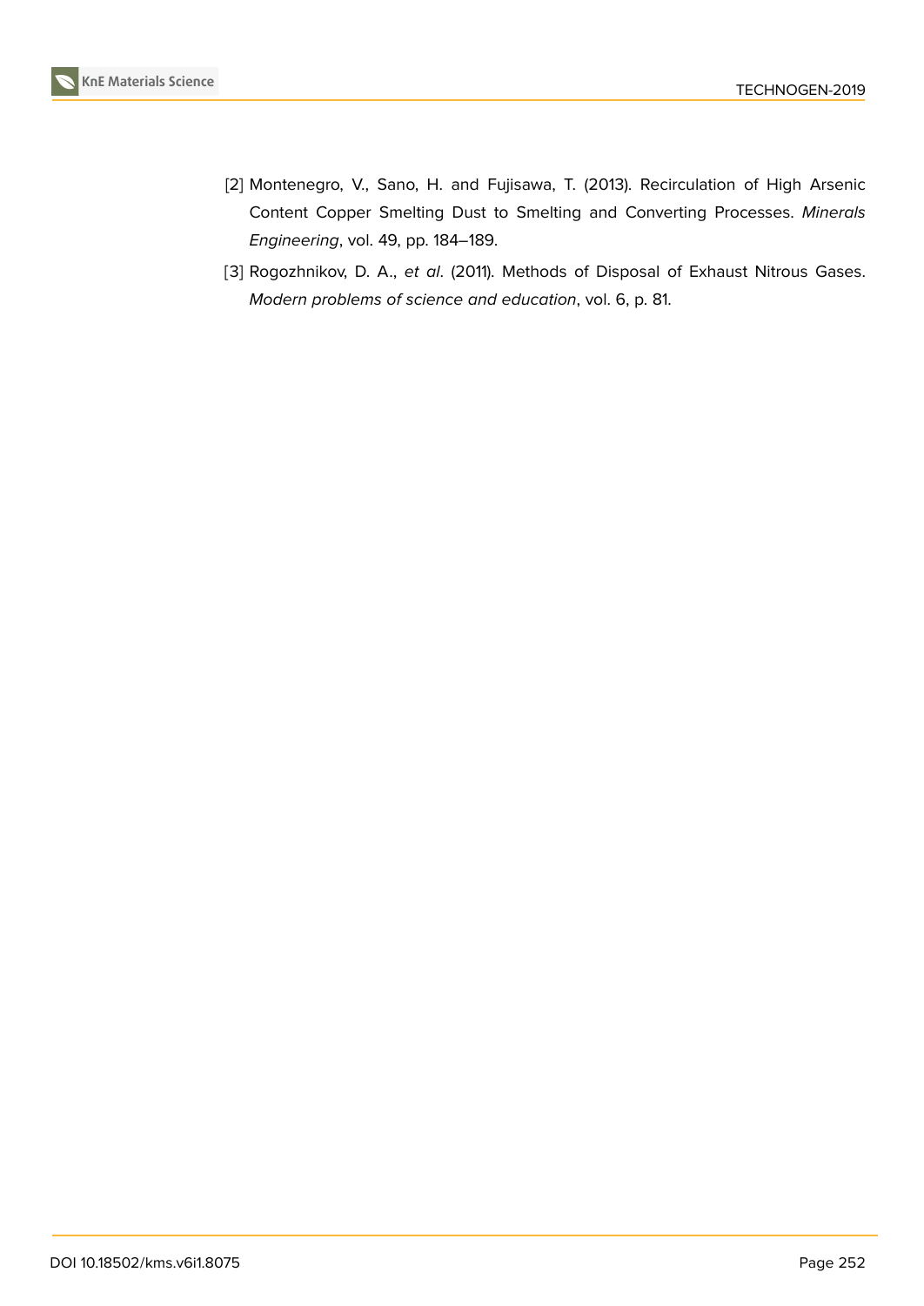[2] Montenegro, V., Sano, H. and Fujisawa, T. (2013). Recirculation of High Arsenic Content Copper Smelting Dust to Smelting and Converting Processes. *Minerals Engineering*, vol. 49, pp. 184–189.

[3] Rogozhnikov, D. A., *et al*. (2011). Methods of Disposal of Exhaust Nitrous Gases. *Modern problems of science and education*, vol. 6, p. 81.